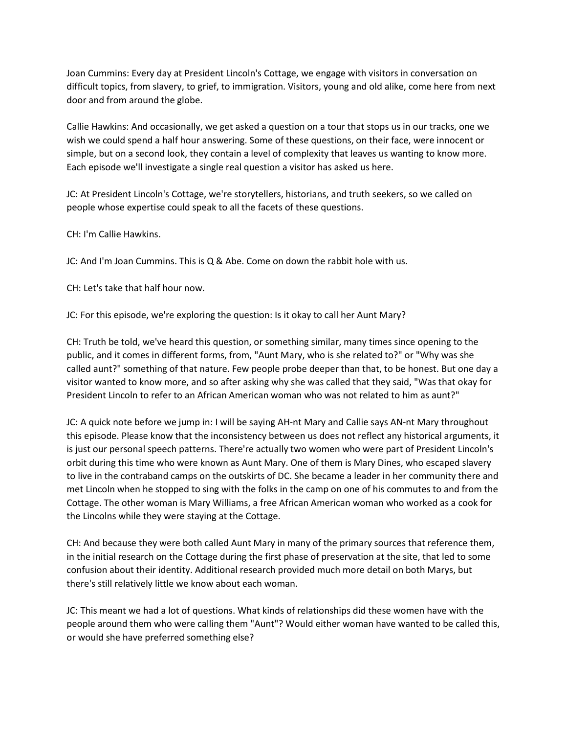Joan Cummins: Every day at President Lincoln's Cottage, we engage with visitors in conversation on difficult topics, from slavery, to grief, to immigration. Visitors, young and old alike, come here from next door and from around the globe.

Callie Hawkins: And occasionally, we get asked a question on a tour that stops us in our tracks, one we wish we could spend a half hour answering. Some of these questions, on their face, were innocent or simple, but on a second look, they contain a level of complexity that leaves us wanting to know more. Each episode we'll investigate a single real question a visitor has asked us here.

JC: At President Lincoln's Cottage, we're storytellers, historians, and truth seekers, so we called on people whose expertise could speak to all the facets of these questions.

CH: I'm Callie Hawkins.

JC: And I'm Joan Cummins. This is Q & Abe. Come on down the rabbit hole with us.

CH: Let's take that half hour now.

JC: For this episode, we're exploring the question: Is it okay to call her Aunt Mary?

CH: Truth be told, we've heard this question, or something similar, many times since opening to the public, and it comes in different forms, from, "Aunt Mary, who is she related to?" or "Why was she called aunt?" something of that nature. Few people probe deeper than that, to be honest. But one day a visitor wanted to know more, and so after asking why she was called that they said, "Was that okay for President Lincoln to refer to an African American woman who was not related to him as aunt?"

JC: A quick note before we jump in: I will be saying AH-nt Mary and Callie says AN-nt Mary throughout this episode. Please know that the inconsistency between us does not reflect any historical arguments, it is just our personal speech patterns. There're actually two women who were part of President Lincoln's orbit during this time who were known as Aunt Mary. One of them is Mary Dines, who escaped slavery to live in the contraband camps on the outskirts of DC. She became a leader in her community there and met Lincoln when he stopped to sing with the folks in the camp on one of his commutes to and from the Cottage. The other woman is Mary Williams, a free African American woman who worked as a cook for the Lincolns while they were staying at the Cottage.

CH: And because they were both called Aunt Mary in many of the primary sources that reference them, in the initial research on the Cottage during the first phase of preservation at the site, that led to some confusion about their identity. Additional research provided much more detail on both Marys, but there's still relatively little we know about each woman.

JC: This meant we had a lot of questions. What kinds of relationships did these women have with the people around them who were calling them "Aunt"? Would either woman have wanted to be called this, or would she have preferred something else?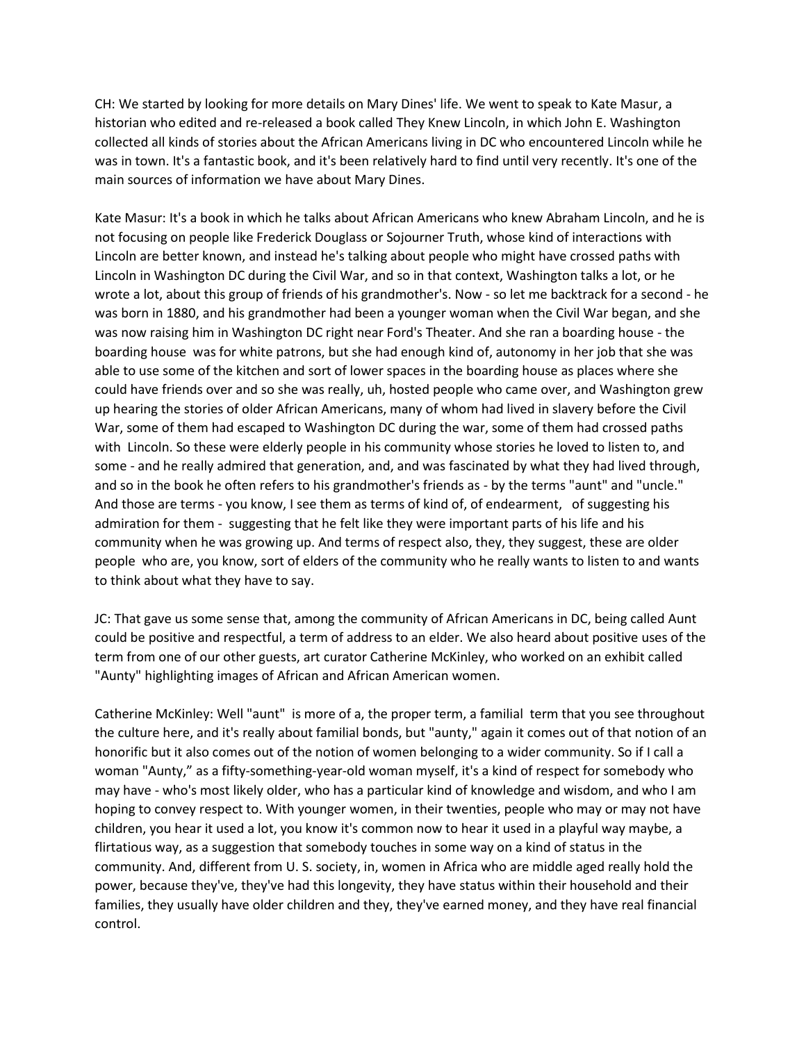CH: We started by looking for more details on Mary Dines' life. We went to speak to Kate Masur, a historian who edited and re-released a book called They Knew Lincoln, in which John E. Washington collected all kinds of stories about the African Americans living in DC who encountered Lincoln while he was in town. It's a fantastic book, and it's been relatively hard to find until very recently. It's one of the main sources of information we have about Mary Dines.

Kate Masur: It's a book in which he talks about African Americans who knew Abraham Lincoln, and he is not focusing on people like Frederick Douglass or Sojourner Truth, whose kind of interactions with Lincoln are better known, and instead he's talking about people who might have crossed paths with Lincoln in Washington DC during the Civil War, and so in that context, Washington talks a lot, or he wrote a lot, about this group of friends of his grandmother's. Now - so let me backtrack for a second - he was born in 1880, and his grandmother had been a younger woman when the Civil War began, and she was now raising him in Washington DC right near Ford's Theater. And she ran a boarding house - the boarding house was for white patrons, but she had enough kind of, autonomy in her job that she was able to use some of the kitchen and sort of lower spaces in the boarding house as places where she could have friends over and so she was really, uh, hosted people who came over, and Washington grew up hearing the stories of older African Americans, many of whom had lived in slavery before the Civil War, some of them had escaped to Washington DC during the war, some of them had crossed paths with Lincoln. So these were elderly people in his community whose stories he loved to listen to, and some - and he really admired that generation, and, and was fascinated by what they had lived through, and so in the book he often refers to his grandmother's friends as - by the terms "aunt" and "uncle." And those are terms - you know, I see them as terms of kind of, of endearment, of suggesting his admiration for them - suggesting that he felt like they were important parts of his life and his community when he was growing up. And terms of respect also, they, they suggest, these are older people who are, you know, sort of elders of the community who he really wants to listen to and wants to think about what they have to say.

JC: That gave us some sense that, among the community of African Americans in DC, being called Aunt could be positive and respectful, a term of address to an elder. We also heard about positive uses of the term from one of our other guests, art curator Catherine McKinley, who worked on an exhibit called "Aunty" highlighting images of African and African American women.

Catherine McKinley: Well "aunt" is more of a, the proper term, a familial term that you see throughout the culture here, and it's really about familial bonds, but "aunty," again it comes out of that notion of an honorific but it also comes out of the notion of women belonging to a wider community. So if I call a woman "Aunty," as a fifty-something-year-old woman myself, it's a kind of respect for somebody who may have - who's most likely older, who has a particular kind of knowledge and wisdom, and who I am hoping to convey respect to. With younger women, in their twenties, people who may or may not have children, you hear it used a lot, you know it's common now to hear it used in a playful way maybe, a flirtatious way, as a suggestion that somebody touches in some way on a kind of status in the community. And, different from U. S. society, in, women in Africa who are middle aged really hold the power, because they've, they've had this longevity, they have status within their household and their families, they usually have older children and they, they've earned money, and they have real financial control.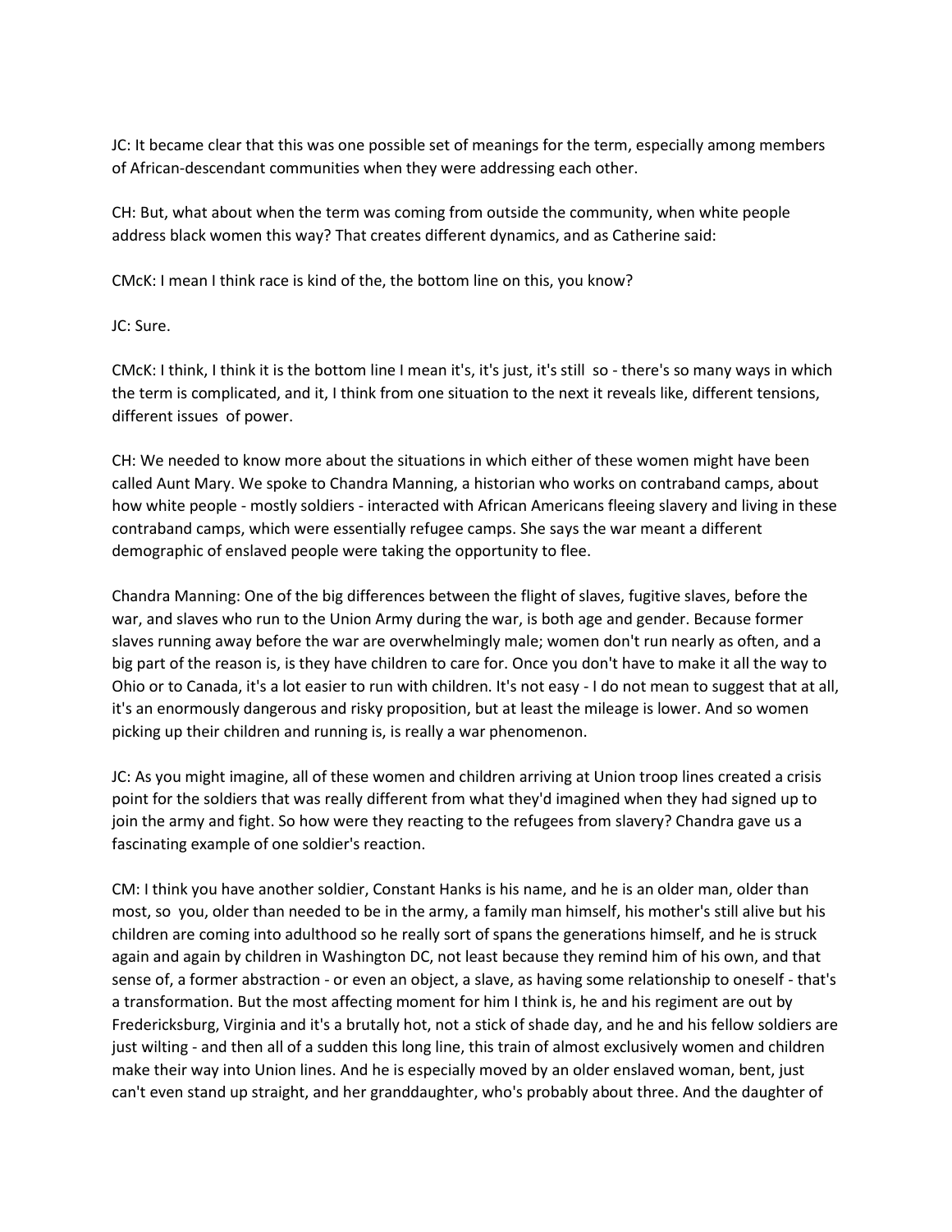JC: It became clear that this was one possible set of meanings for the term, especially among members of African-descendant communities when they were addressing each other.

CH: But, what about when the term was coming from outside the community, when white people address black women this way? That creates different dynamics, and as Catherine said:

CMcK: I mean I think race is kind of the, the bottom line on this, you know?

JC: Sure.

CMcK: I think, I think it is the bottom line I mean it's, it's just, it's still so - there's so many ways in which the term is complicated, and it, I think from one situation to the next it reveals like, different tensions, different issues of power.

CH: We needed to know more about the situations in which either of these women might have been called Aunt Mary. We spoke to Chandra Manning, a historian who works on contraband camps, about how white people - mostly soldiers - interacted with African Americans fleeing slavery and living in these contraband camps, which were essentially refugee camps. She says the war meant a different demographic of enslaved people were taking the opportunity to flee.

Chandra Manning: One of the big differences between the flight of slaves, fugitive slaves, before the war, and slaves who run to the Union Army during the war, is both age and gender. Because former slaves running away before the war are overwhelmingly male; women don't run nearly as often, and a big part of the reason is, is they have children to care for. Once you don't have to make it all the way to Ohio or to Canada, it's a lot easier to run with children. It's not easy - I do not mean to suggest that at all, it's an enormously dangerous and risky proposition, but at least the mileage is lower. And so women picking up their children and running is, is really a war phenomenon.

JC: As you might imagine, all of these women and children arriving at Union troop lines created a crisis point for the soldiers that was really different from what they'd imagined when they had signed up to join the army and fight. So how were they reacting to the refugees from slavery? Chandra gave us a fascinating example of one soldier's reaction.

CM: I think you have another soldier, Constant Hanks is his name, and he is an older man, older than most, so you, older than needed to be in the army, a family man himself, his mother's still alive but his children are coming into adulthood so he really sort of spans the generations himself, and he is struck again and again by children in Washington DC, not least because they remind him of his own, and that sense of, a former abstraction - or even an object, a slave, as having some relationship to oneself - that's a transformation. But the most affecting moment for him I think is, he and his regiment are out by Fredericksburg, Virginia and it's a brutally hot, not a stick of shade day, and he and his fellow soldiers are just wilting - and then all of a sudden this long line, this train of almost exclusively women and children make their way into Union lines. And he is especially moved by an older enslaved woman, bent, just can't even stand up straight, and her granddaughter, who's probably about three. And the daughter of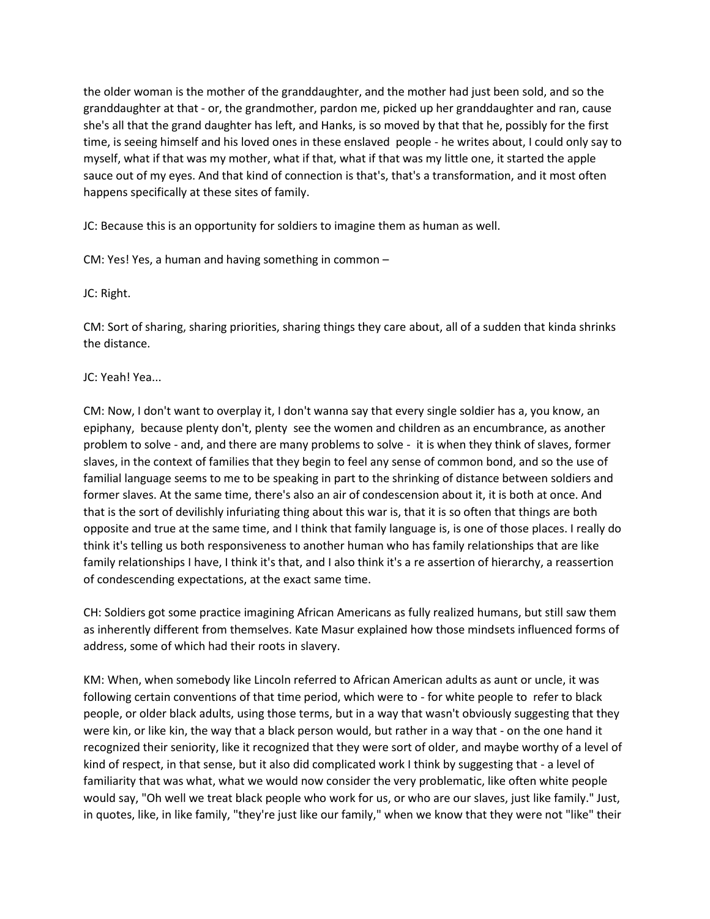the older woman is the mother of the granddaughter, and the mother had just been sold, and so the granddaughter at that - or, the grandmother, pardon me, picked up her granddaughter and ran, cause she's all that the grand daughter has left, and Hanks, is so moved by that that he, possibly for the first time, is seeing himself and his loved ones in these enslaved people - he writes about, I could only say to myself, what if that was my mother, what if that, what if that was my little one, it started the apple sauce out of my eyes. And that kind of connection is that's, that's a transformation, and it most often happens specifically at these sites of family.

JC: Because this is an opportunity for soldiers to imagine them as human as well.

CM: Yes! Yes, a human and having something in common –

JC: Right.

CM: Sort of sharing, sharing priorities, sharing things they care about, all of a sudden that kinda shrinks the distance.

JC: Yeah! Yea...

CM: Now, I don't want to overplay it, I don't wanna say that every single soldier has a, you know, an epiphany, because plenty don't, plenty see the women and children as an encumbrance, as another problem to solve - and, and there are many problems to solve - it is when they think of slaves, former slaves, in the context of families that they begin to feel any sense of common bond, and so the use of familial language seems to me to be speaking in part to the shrinking of distance between soldiers and former slaves. At the same time, there's also an air of condescension about it, it is both at once. And that is the sort of devilishly infuriating thing about this war is, that it is so often that things are both opposite and true at the same time, and I think that family language is, is one of those places. I really do think it's telling us both responsiveness to another human who has family relationships that are like family relationships I have, I think it's that, and I also think it's a re assertion of hierarchy, a reassertion of condescending expectations, at the exact same time.

CH: Soldiers got some practice imagining African Americans as fully realized humans, but still saw them as inherently different from themselves. Kate Masur explained how those mindsets influenced forms of address, some of which had their roots in slavery.

KM: When, when somebody like Lincoln referred to African American adults as aunt or uncle, it was following certain conventions of that time period, which were to - for white people to refer to black people, or older black adults, using those terms, but in a way that wasn't obviously suggesting that they were kin, or like kin, the way that a black person would, but rather in a way that - on the one hand it recognized their seniority, like it recognized that they were sort of older, and maybe worthy of a level of kind of respect, in that sense, but it also did complicated work I think by suggesting that - a level of familiarity that was what, what we would now consider the very problematic, like often white people would say, "Oh well we treat black people who work for us, or who are our slaves, just like family." Just, in quotes, like, in like family, "they're just like our family," when we know that they were not "like" their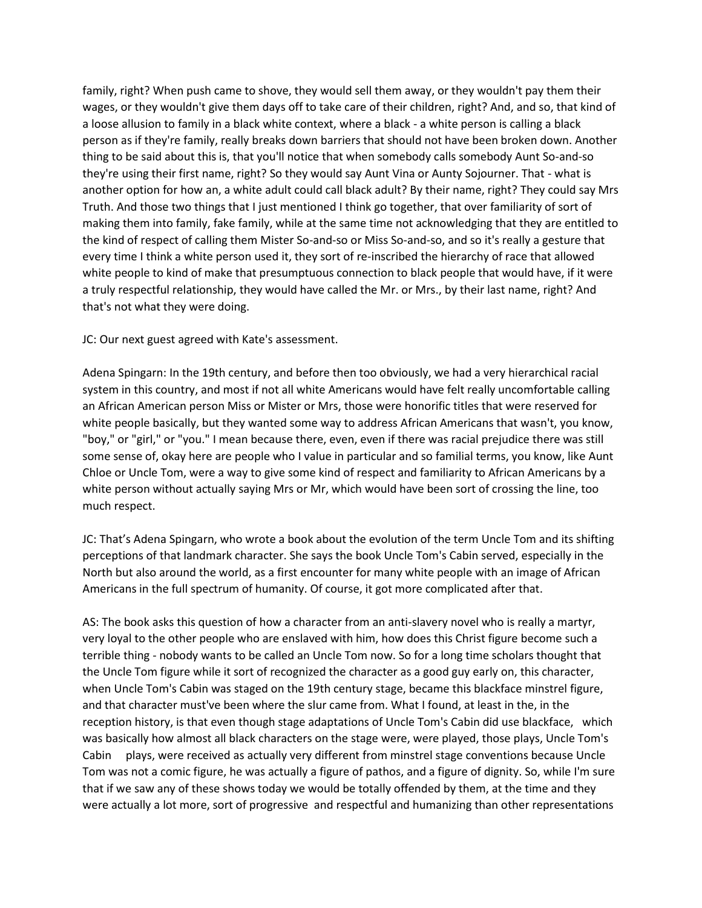family, right? When push came to shove, they would sell them away, or they wouldn't pay them their wages, or they wouldn't give them days off to take care of their children, right? And, and so, that kind of a loose allusion to family in a black white context, where a black - a white person is calling a black person as if they're family, really breaks down barriers that should not have been broken down. Another thing to be said about this is, that you'll notice that when somebody calls somebody Aunt So-and-so they're using their first name, right? So they would say Aunt Vina or Aunty Sojourner. That - what is another option for how an, a white adult could call black adult? By their name, right? They could say Mrs Truth. And those two things that I just mentioned I think go together, that over familiarity of sort of making them into family, fake family, while at the same time not acknowledging that they are entitled to the kind of respect of calling them Mister So-and-so or Miss So-and-so, and so it's really a gesture that every time I think a white person used it, they sort of re-inscribed the hierarchy of race that allowed white people to kind of make that presumptuous connection to black people that would have, if it were a truly respectful relationship, they would have called the Mr. or Mrs., by their last name, right? And that's not what they were doing.

JC: Our next guest agreed with Kate's assessment.

Adena Spingarn: In the 19th century, and before then too obviously, we had a very hierarchical racial system in this country, and most if not all white Americans would have felt really uncomfortable calling an African American person Miss or Mister or Mrs, those were honorific titles that were reserved for white people basically, but they wanted some way to address African Americans that wasn't, you know, "boy," or "girl," or "you." I mean because there, even, even if there was racial prejudice there was still some sense of, okay here are people who I value in particular and so familial terms, you know, like Aunt Chloe or Uncle Tom, were a way to give some kind of respect and familiarity to African Americans by a white person without actually saying Mrs or Mr, which would have been sort of crossing the line, too much respect.

JC: That's Adena Spingarn, who wrote a book about the evolution of the term Uncle Tom and its shifting perceptions of that landmark character. She says the book Uncle Tom's Cabin served, especially in the North but also around the world, as a first encounter for many white people with an image of African Americans in the full spectrum of humanity. Of course, it got more complicated after that.

AS: The book asks this question of how a character from an anti-slavery novel who is really a martyr, very loyal to the other people who are enslaved with him, how does this Christ figure become such a terrible thing - nobody wants to be called an Uncle Tom now. So for a long time scholars thought that the Uncle Tom figure while it sort of recognized the character as a good guy early on, this character, when Uncle Tom's Cabin was staged on the 19th century stage, became this blackface minstrel figure, and that character must've been where the slur came from. What I found, at least in the, in the reception history, is that even though stage adaptations of Uncle Tom's Cabin did use blackface, which was basically how almost all black characters on the stage were, were played, those plays, Uncle Tom's Cabin plays, were received as actually very different from minstrel stage conventions because Uncle Tom was not a comic figure, he was actually a figure of pathos, and a figure of dignity. So, while I'm sure that if we saw any of these shows today we would be totally offended by them, at the time and they were actually a lot more, sort of progressive and respectful and humanizing than other representations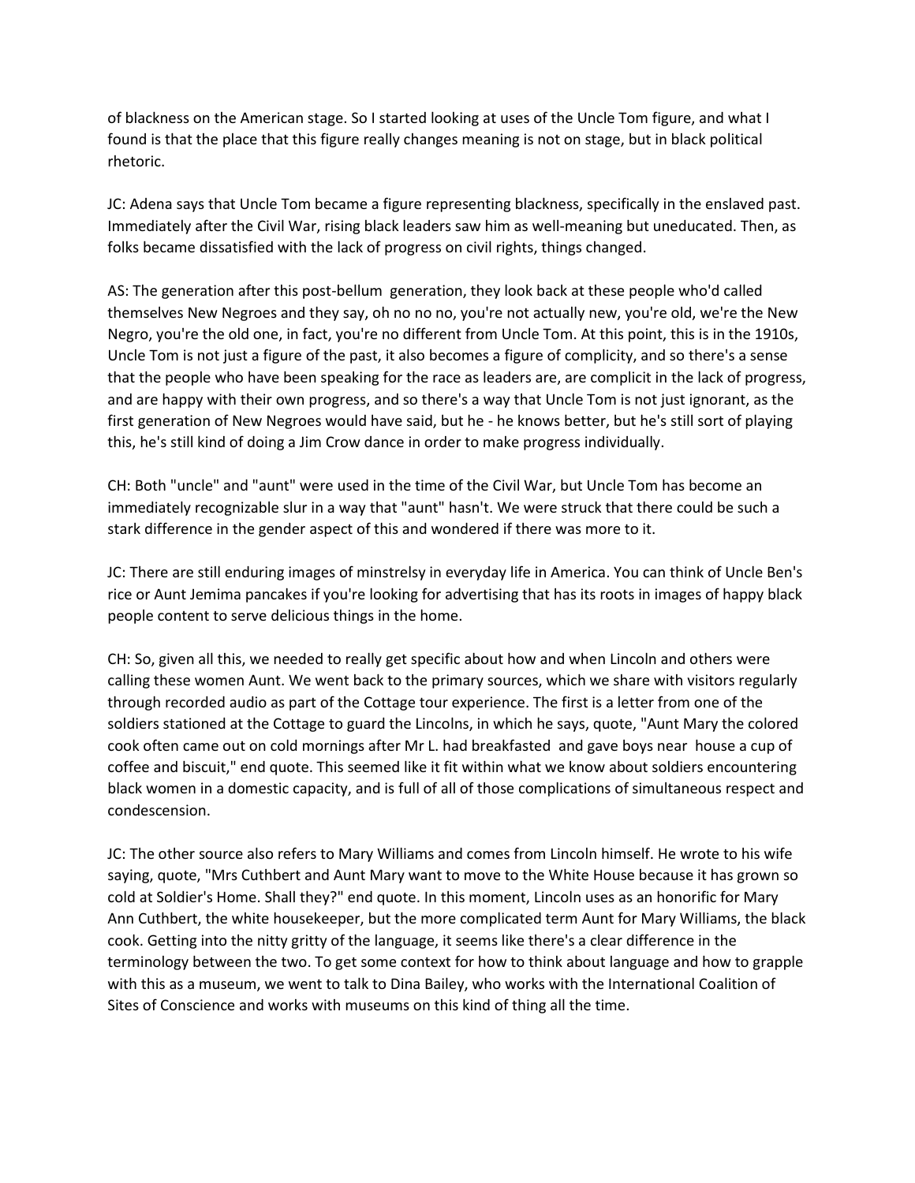of blackness on the American stage. So I started looking at uses of the Uncle Tom figure, and what I found is that the place that this figure really changes meaning is not on stage, but in black political rhetoric.

JC: Adena says that Uncle Tom became a figure representing blackness, specifically in the enslaved past. Immediately after the Civil War, rising black leaders saw him as well-meaning but uneducated. Then, as folks became dissatisfied with the lack of progress on civil rights, things changed.

AS: The generation after this post-bellum generation, they look back at these people who'd called themselves New Negroes and they say, oh no no no, you're not actually new, you're old, we're the New Negro, you're the old one, in fact, you're no different from Uncle Tom. At this point, this is in the 1910s, Uncle Tom is not just a figure of the past, it also becomes a figure of complicity, and so there's a sense that the people who have been speaking for the race as leaders are, are complicit in the lack of progress, and are happy with their own progress, and so there's a way that Uncle Tom is not just ignorant, as the first generation of New Negroes would have said, but he - he knows better, but he's still sort of playing this, he's still kind of doing a Jim Crow dance in order to make progress individually.

CH: Both "uncle" and "aunt" were used in the time of the Civil War, but Uncle Tom has become an immediately recognizable slur in a way that "aunt" hasn't. We were struck that there could be such a stark difference in the gender aspect of this and wondered if there was more to it.

JC: There are still enduring images of minstrelsy in everyday life in America. You can think of Uncle Ben's rice or Aunt Jemima pancakes if you're looking for advertising that has its roots in images of happy black people content to serve delicious things in the home.

CH: So, given all this, we needed to really get specific about how and when Lincoln and others were calling these women Aunt. We went back to the primary sources, which we share with visitors regularly through recorded audio as part of the Cottage tour experience. The first is a letter from one of the soldiers stationed at the Cottage to guard the Lincolns, in which he says, quote, "Aunt Mary the colored cook often came out on cold mornings after Mr L. had breakfasted and gave boys near house a cup of coffee and biscuit," end quote. This seemed like it fit within what we know about soldiers encountering black women in a domestic capacity, and is full of all of those complications of simultaneous respect and condescension.

JC: The other source also refers to Mary Williams and comes from Lincoln himself. He wrote to his wife saying, quote, "Mrs Cuthbert and Aunt Mary want to move to the White House because it has grown so cold at Soldier's Home. Shall they?" end quote. In this moment, Lincoln uses as an honorific for Mary Ann Cuthbert, the white housekeeper, but the more complicated term Aunt for Mary Williams, the black cook. Getting into the nitty gritty of the language, it seems like there's a clear difference in the terminology between the two. To get some context for how to think about language and how to grapple with this as a museum, we went to talk to Dina Bailey, who works with the International Coalition of Sites of Conscience and works with museums on this kind of thing all the time.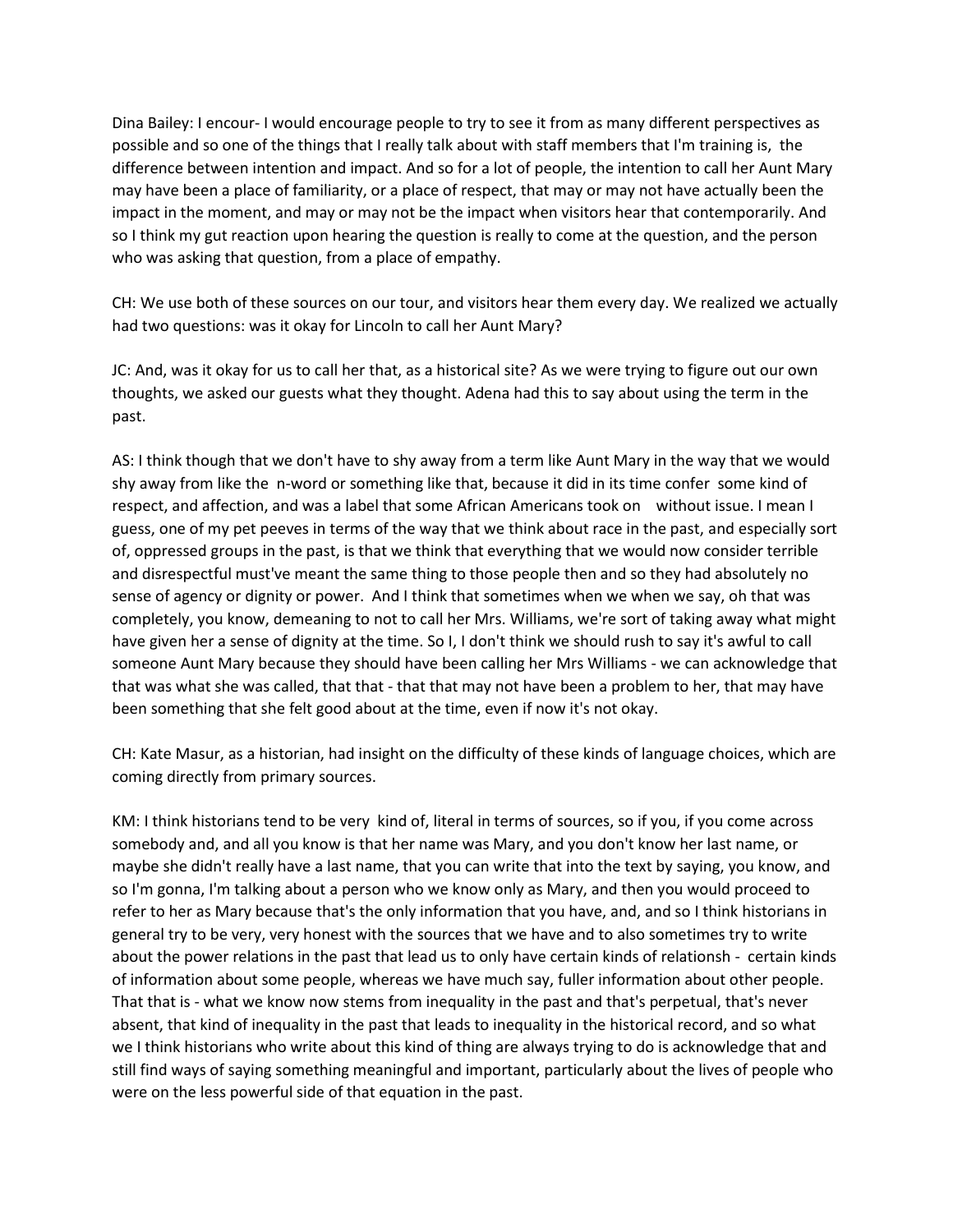Dina Bailey: I encour- I would encourage people to try to see it from as many different perspectives as possible and so one of the things that I really talk about with staff members that I'm training is, the difference between intention and impact. And so for a lot of people, the intention to call her Aunt Mary may have been a place of familiarity, or a place of respect, that may or may not have actually been the impact in the moment, and may or may not be the impact when visitors hear that contemporarily. And so I think my gut reaction upon hearing the question is really to come at the question, and the person who was asking that question, from a place of empathy.

CH: We use both of these sources on our tour, and visitors hear them every day. We realized we actually had two questions: was it okay for Lincoln to call her Aunt Mary?

JC: And, was it okay for us to call her that, as a historical site? As we were trying to figure out our own thoughts, we asked our guests what they thought. Adena had this to say about using the term in the past.

AS: I think though that we don't have to shy away from a term like Aunt Mary in the way that we would shy away from like the n-word or something like that, because it did in its time confer some kind of respect, and affection, and was a label that some African Americans took on without issue. I mean I guess, one of my pet peeves in terms of the way that we think about race in the past, and especially sort of, oppressed groups in the past, is that we think that everything that we would now consider terrible and disrespectful must've meant the same thing to those people then and so they had absolutely no sense of agency or dignity or power. And I think that sometimes when we when we say, oh that was completely, you know, demeaning to not to call her Mrs. Williams, we're sort of taking away what might have given her a sense of dignity at the time. So I, I don't think we should rush to say it's awful to call someone Aunt Mary because they should have been calling her Mrs Williams - we can acknowledge that that was what she was called, that that - that that may not have been a problem to her, that may have been something that she felt good about at the time, even if now it's not okay.

CH: Kate Masur, as a historian, had insight on the difficulty of these kinds of language choices, which are coming directly from primary sources.

KM: I think historians tend to be very kind of, literal in terms of sources, so if you, if you come across somebody and, and all you know is that her name was Mary, and you don't know her last name, or maybe she didn't really have a last name, that you can write that into the text by saying, you know, and so I'm gonna, I'm talking about a person who we know only as Mary, and then you would proceed to refer to her as Mary because that's the only information that you have, and, and so I think historians in general try to be very, very honest with the sources that we have and to also sometimes try to write about the power relations in the past that lead us to only have certain kinds of relationsh - certain kinds of information about some people, whereas we have much say, fuller information about other people. That that is - what we know now stems from inequality in the past and that's perpetual, that's never absent, that kind of inequality in the past that leads to inequality in the historical record, and so what we I think historians who write about this kind of thing are always trying to do is acknowledge that and still find ways of saying something meaningful and important, particularly about the lives of people who were on the less powerful side of that equation in the past.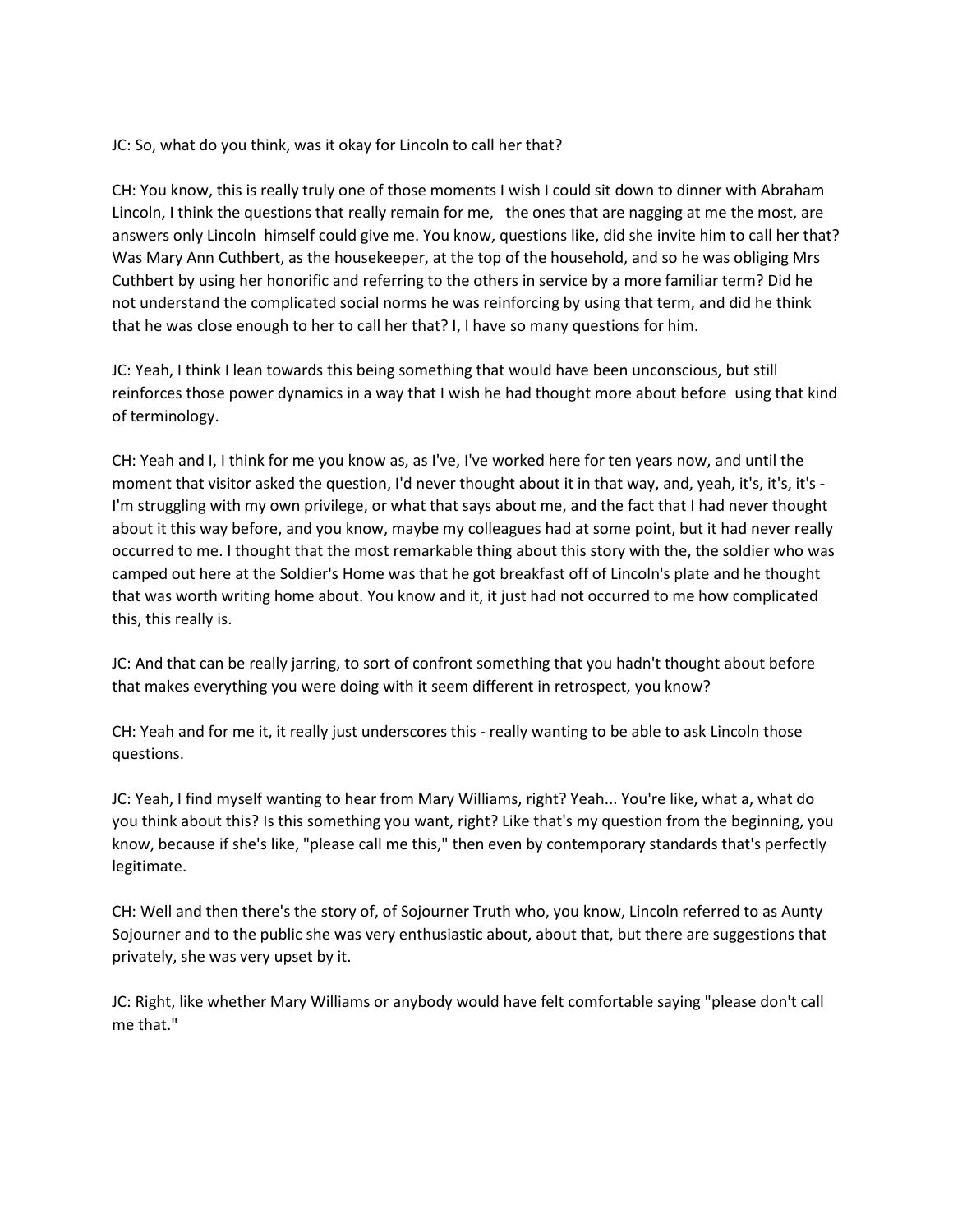JC: So, what do you think, was it okay for Lincoln to call her that?

CH: You know, this is really truly one of those moments I wish I could sit down to dinner with Abraham Lincoln, I think the questions that really remain for me, the ones that are nagging at me the most, are answers only Lincoln himself could give me. You know, questions like, did she invite him to call her that? Was Mary Ann Cuthbert, as the housekeeper, at the top of the household, and so he was obliging Mrs Cuthbert by using her honorific and referring to the others in service by a more familiar term? Did he not understand the complicated social norms he was reinforcing by using that term, and did he think that he was close enough to her to call her that? I, I have so many questions for him.

JC: Yeah, I think I lean towards this being something that would have been unconscious, but still reinforces those power dynamics in a way that I wish he had thought more about before using that kind of terminology.

CH: Yeah and I, I think for me you know as, as I've, I've worked here for ten years now, and until the moment that visitor asked the question, I'd never thought about it in that way, and, yeah, it's, it's, it's - I'm struggling with my own privilege, or what that says about me, and the fact that I had never thought about it this way before, and you know, maybe my colleagues had at some point, but it had never really occurred to me. I thought that the most remarkable thing about this story with the, the soldier who was camped out here at the Soldier's Home was that he got breakfast off of Lincoln's plate and he thought that was worth writing home about. You know and it, it just had not occurred to me how complicated this, this really is.

JC: And that can be really jarring, to sort of confront something that you hadn't thought about before that makes everything you were doing with it seem different in retrospect, you know?

CH: Yeah and for me it, it really just underscores this - really wanting to be able to ask Lincoln those questions.

JC: Yeah, I find myself wanting to hear from Mary Williams, right? Yeah... You're like, what a, what do you think about this? Is this something you want, right? Like that's my question from the beginning, you know, because if she's like, "please call me this," then even by contemporary standards that's perfectly legitimate.

CH: Well and then there's the story of, of Sojourner Truth who, you know, Lincoln referred to as Aunty Sojourner and to the public she was very enthusiastic about, about that, but there are suggestions that privately, she was very upset by it.

JC: Right, like whether Mary Williams or anybody would have felt comfortable saying "please don't call me that."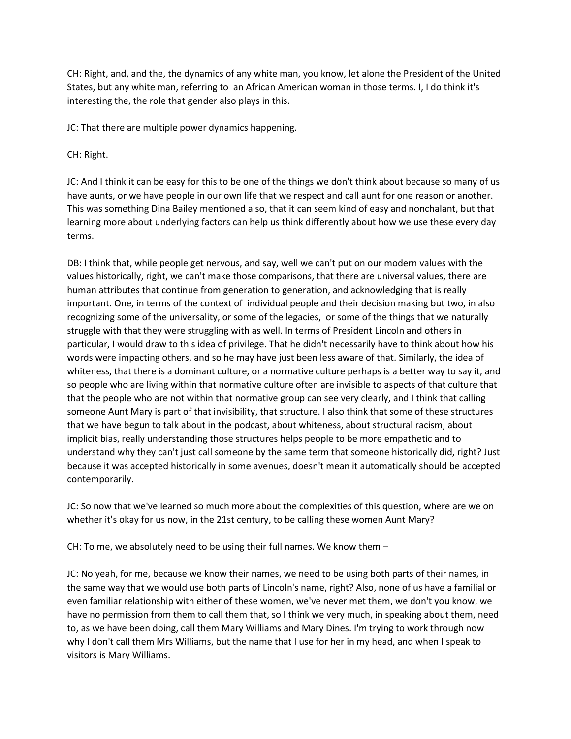CH: Right, and, and the, the dynamics of any white man, you know, let alone the President of the United States, but any white man, referring to an African American woman in those terms. I, I do think it's interesting the, the role that gender also plays in this.

JC: That there are multiple power dynamics happening.

CH: Right.

JC: And I think it can be easy for this to be one of the things we don't think about because so many of us have aunts, or we have people in our own life that we respect and call aunt for one reason or another. This was something Dina Bailey mentioned also, that it can seem kind of easy and nonchalant, but that learning more about underlying factors can help us think differently about how we use these every day terms.

DB: I think that, while people get nervous, and say, well we can't put on our modern values with the values historically, right, we can't make those comparisons, that there are universal values, there are human attributes that continue from generation to generation, and acknowledging that is really important. One, in terms of the context of individual people and their decision making but two, in also recognizing some of the universality, or some of the legacies, or some of the things that we naturally struggle with that they were struggling with as well. In terms of President Lincoln and others in particular, I would draw to this idea of privilege. That he didn't necessarily have to think about how his words were impacting others, and so he may have just been less aware of that. Similarly, the idea of whiteness, that there is a dominant culture, or a normative culture perhaps is a better way to say it, and so people who are living within that normative culture often are invisible to aspects of that culture that that the people who are not within that normative group can see very clearly, and I think that calling someone Aunt Mary is part of that invisibility, that structure. I also think that some of these structures that we have begun to talk about in the podcast, about whiteness, about structural racism, about implicit bias, really understanding those structures helps people to be more empathetic and to understand why they can't just call someone by the same term that someone historically did, right? Just because it was accepted historically in some avenues, doesn't mean it automatically should be accepted contemporarily.

JC: So now that we've learned so much more about the complexities of this question, where are we on whether it's okay for us now, in the 21st century, to be calling these women Aunt Mary?

CH: To me, we absolutely need to be using their full names. We know them –

JC: No yeah, for me, because we know their names, we need to be using both parts of their names, in the same way that we would use both parts of Lincoln's name, right? Also, none of us have a familial or even familiar relationship with either of these women, we've never met them, we don't you know, we have no permission from them to call them that, so I think we very much, in speaking about them, need to, as we have been doing, call them Mary Williams and Mary Dines. I'm trying to work through now why I don't call them Mrs Williams, but the name that I use for her in my head, and when I speak to visitors is Mary Williams.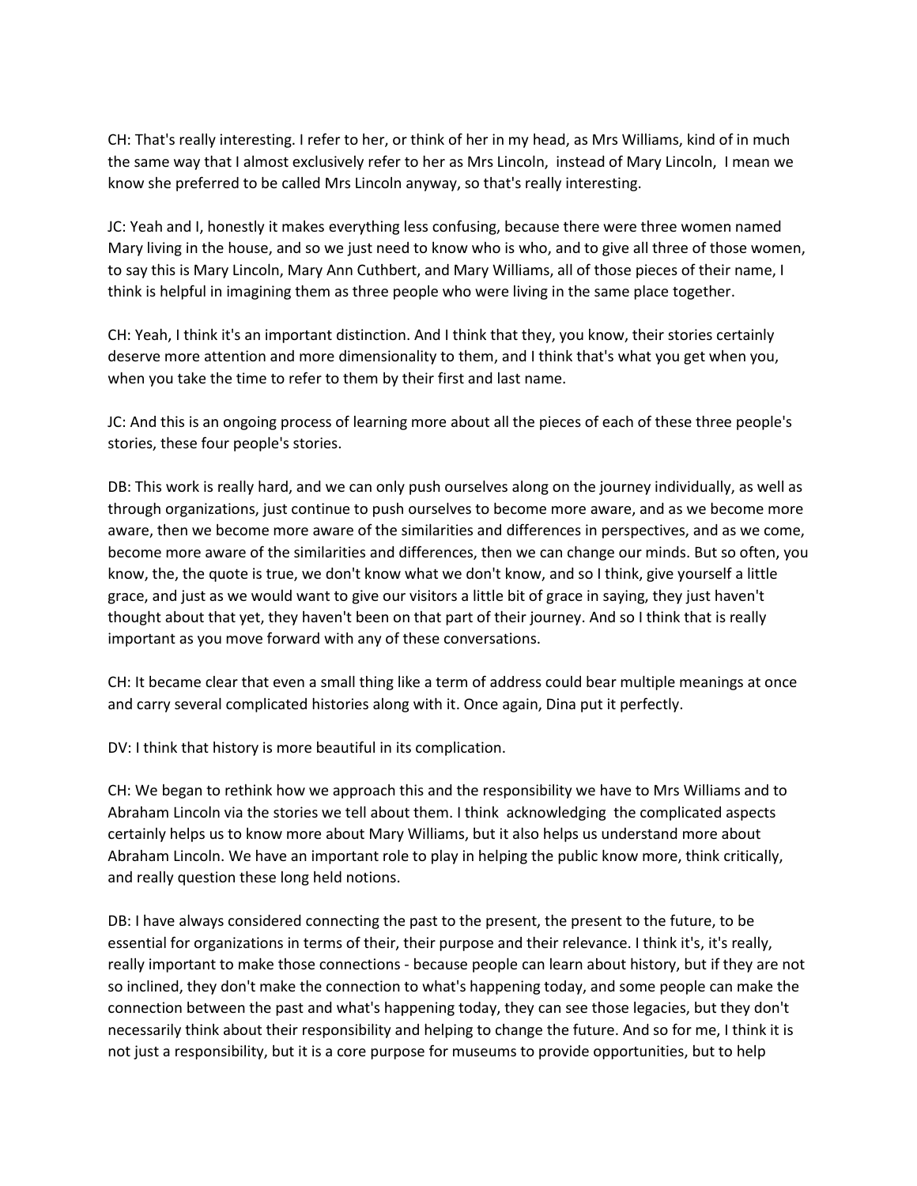CH: That's really interesting. I refer to her, or think of her in my head, as Mrs Williams, kind of in much the same way that I almost exclusively refer to her as Mrs Lincoln, instead of Mary Lincoln, I mean we know she preferred to be called Mrs Lincoln anyway, so that's really interesting.

JC: Yeah and I, honestly it makes everything less confusing, because there were three women named Mary living in the house, and so we just need to know who is who, and to give all three of those women, to say this is Mary Lincoln, Mary Ann Cuthbert, and Mary Williams, all of those pieces of their name, I think is helpful in imagining them as three people who were living in the same place together.

CH: Yeah, I think it's an important distinction. And I think that they, you know, their stories certainly deserve more attention and more dimensionality to them, and I think that's what you get when you, when you take the time to refer to them by their first and last name.

JC: And this is an ongoing process of learning more about all the pieces of each of these three people's stories, these four people's stories.

DB: This work is really hard, and we can only push ourselves along on the journey individually, as well as through organizations, just continue to push ourselves to become more aware, and as we become more aware, then we become more aware of the similarities and differences in perspectives, and as we come, become more aware of the similarities and differences, then we can change our minds. But so often, you know, the, the quote is true, we don't know what we don't know, and so I think, give yourself a little grace, and just as we would want to give our visitors a little bit of grace in saying, they just haven't thought about that yet, they haven't been on that part of their journey. And so I think that is really important as you move forward with any of these conversations.

CH: It became clear that even a small thing like a term of address could bear multiple meanings at once and carry several complicated histories along with it. Once again, Dina put it perfectly.

DV: I think that history is more beautiful in its complication.

CH: We began to rethink how we approach this and the responsibility we have to Mrs Williams and to Abraham Lincoln via the stories we tell about them. I think acknowledging the complicated aspects certainly helps us to know more about Mary Williams, but it also helps us understand more about Abraham Lincoln. We have an important role to play in helping the public know more, think critically, and really question these long held notions.

DB: I have always considered connecting the past to the present, the present to the future, to be essential for organizations in terms of their, their purpose and their relevance. I think it's, it's really, really important to make those connections - because people can learn about history, but if they are not so inclined, they don't make the connection to what's happening today, and some people can make the connection between the past and what's happening today, they can see those legacies, but they don't necessarily think about their responsibility and helping to change the future. And so for me, I think it is not just a responsibility, but it is a core purpose for museums to provide opportunities, but to help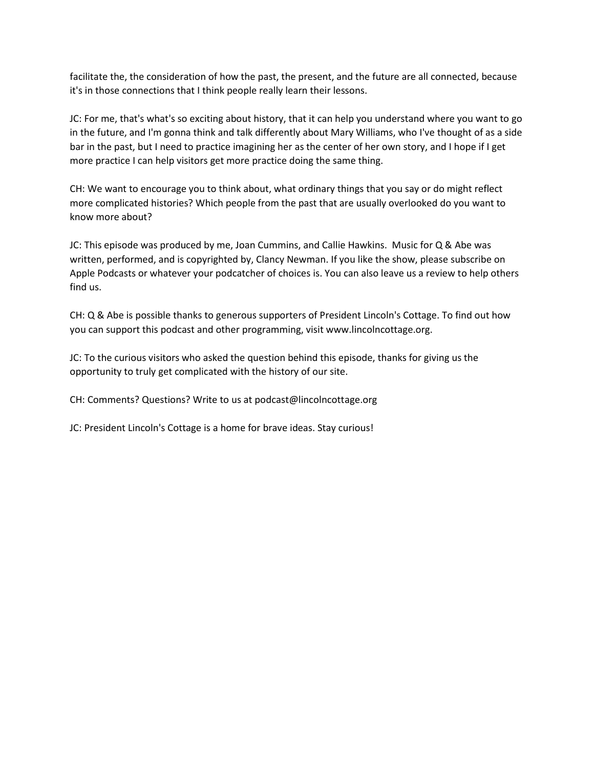facilitate the, the consideration of how the past, the present, and the future are all connected, because it's in those connections that I think people really learn their lessons.

JC: For me, that's what's so exciting about history, that it can help you understand where you want to go in the future, and I'm gonna think and talk differently about Mary Williams, who I've thought of as a side bar in the past, but I need to practice imagining her as the center of her own story, and I hope if I get more practice I can help visitors get more practice doing the same thing.

CH: We want to encourage you to think about, what ordinary things that you say or do might reflect more complicated histories? Which people from the past that are usually overlooked do you want to know more about?

JC: This episode was produced by me, Joan Cummins, and Callie Hawkins. Music for Q & Abe was written, performed, and is copyrighted by, Clancy Newman. If you like the show, please subscribe on Apple Podcasts or whatever your podcatcher of choices is. You can also leave us a review to help others find us.

CH: Q & Abe is possible thanks to generous supporters of President Lincoln's Cottage. To find out how you can support this podcast and other programming, visit www.lincolncottage.org.

JC: To the curious visitors who asked the question behind this episode, thanks for giving us the opportunity to truly get complicated with the history of our site.

CH: Comments? Questions? Write to us at podcast@lincolncottage.org

JC: President Lincoln's Cottage is a home for brave ideas. Stay curious!